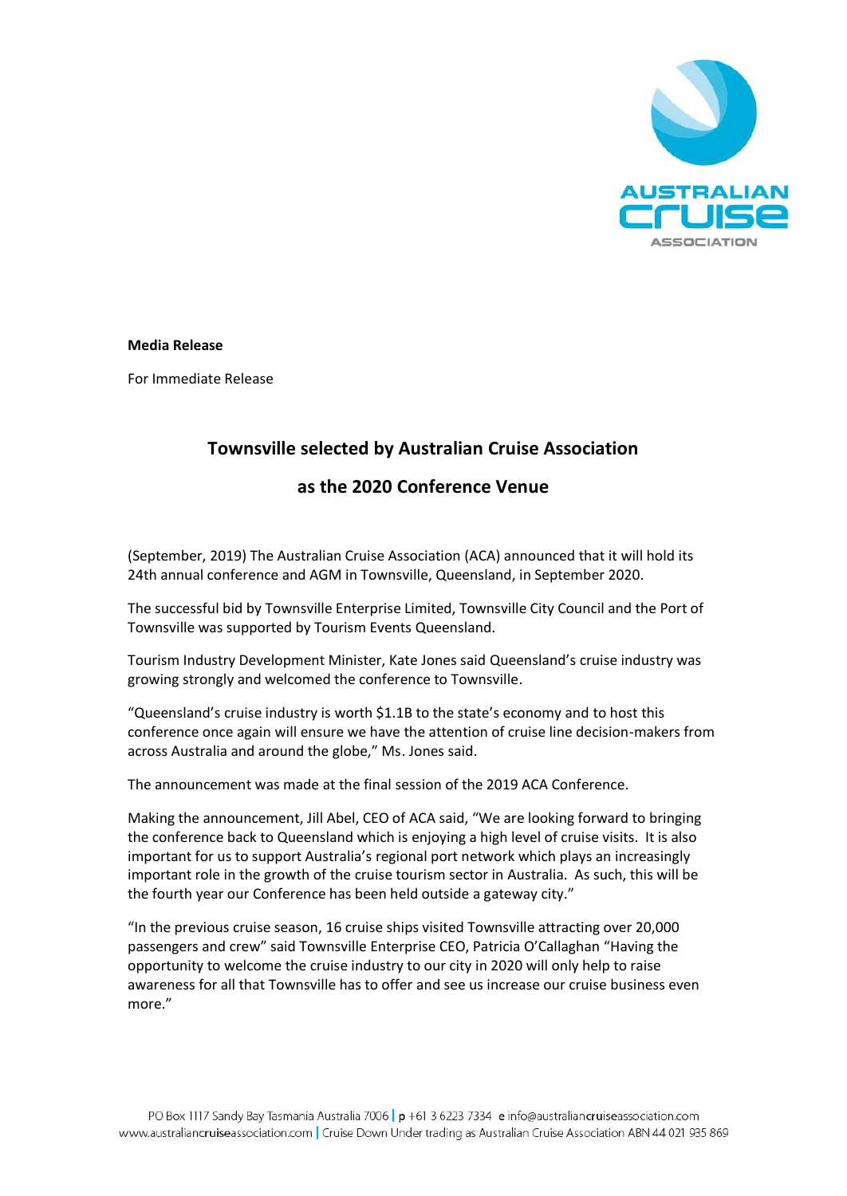**Media Release**

For Immediate Release

## Townsville selected by Australian Cruise Association as the 2020 Conference Venue

(September, 2019) The Australian Cruise Association (ACA) announced that it will hold its 24th annual conference and AGM in Townsville, Queensland, in September 2020.

The successful bid by Townsville Enterprise Limited, Townsville City Council and the Port of Townsville was supported by Tourism Events Queensland.

Tourism Industry Development Minister, Kate Jones said Queensland's cruise industry was growing strongly and welcomed the conference to Townsville.

"Queensland's cruise industry is worth $1.1B to the state's economy and to host this conference once again will ensure we have the attention of cruise line decision-makers from across Australia and around the globe," Ms. Jones said.

The announcement was made at the final session of the 2019 ACA Conference.

Making the announcement, Jill Abel, CEO of ACA said, "We are looking forward to bringing the conference back to Queensland which is enjoying a high level of cruise visits. It is also important for us to support Australia's regional port network which plays an increasingly important role in the growth of the cruise tourism sector in Australia. As such, this will be the fourth year our Conference has been held outside a gateway city."

"In the previous cruise season, 16 cruise ships visited Townsville attracting over 20,000 passengers and crew" said Townsville Enterprise CEO, Patricia O'Callaghan "Having the opportunity to welcome the cruise industry to our city in 2020 will only help to raise awareness for all that Townsville has to offer and see us increase our cruise business even more."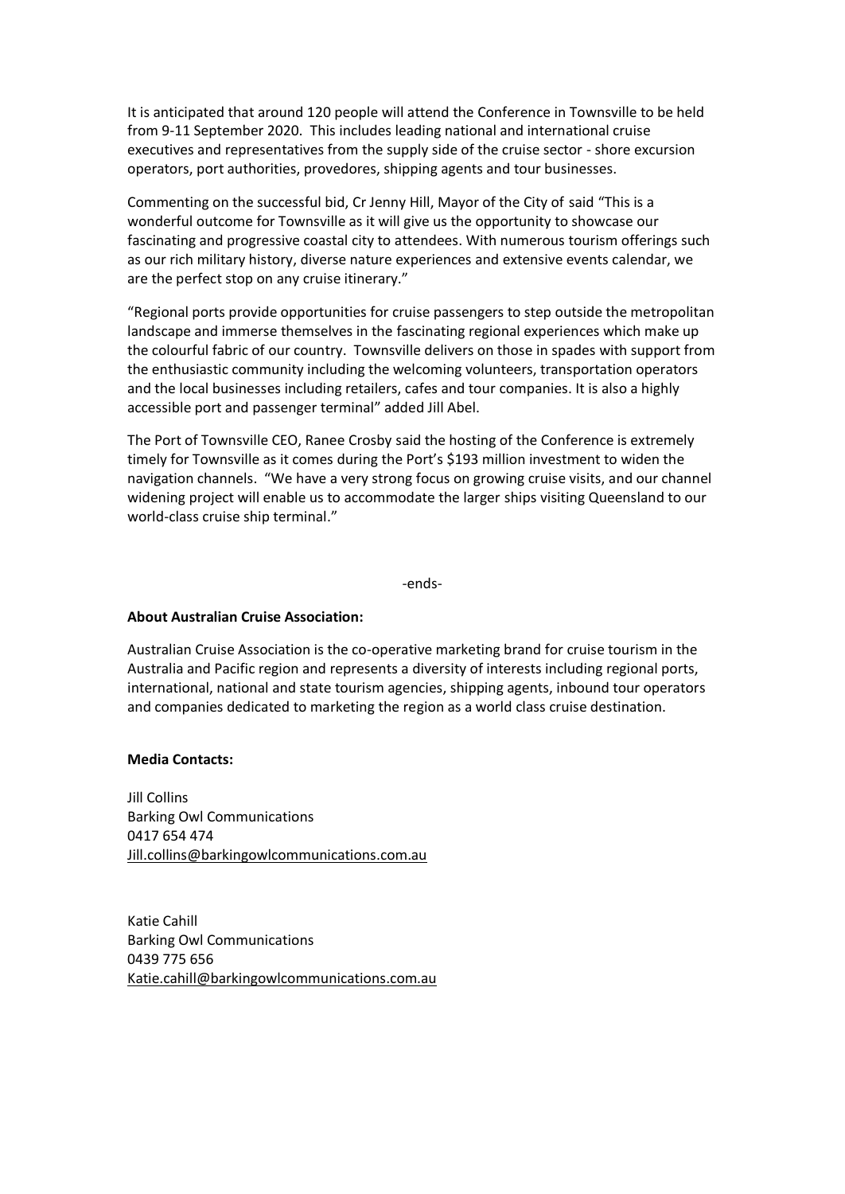It is anticipated that around 120 people will attend the Conference in Townsville to be held from 9-11 September 2020. This includes leading national and international cruise executives and representatives from the supply side of the cruise sector - shore excursion operators, port authorities, provedores, shipping agents and tour businesses.

Commenting on the successful bid, Cr Jenny Hill, Mayor of the City of said "This is a wonderful outcome for Townsville as it will give us the opportunity to showcase our fascinating and progressive coastal city to attendees. With numerous tourism offerings such as our rich military history, diverse nature experiences and extensive events calendar, we are the perfect stop on any cruise itinerary."

"Regional ports provide opportunities for cruise passengers to step outside the metropolitan landscape and immerse themselves in the fascinating regional experiences which make up the colourful fabric of our country. Townsville delivers on those in spades with support from the enthusiastic community including the welcoming volunteers, transportation operators and the local businesses including retailers, cafes and tour companies. It is also a highly accessible port and passenger terminal" added Jill Abel.

The Port of Townsville CEO, Ranee Crosby said the hosting of the Conference is extremely timely for Townsville as it comes during the Port's $193 million investment to widen the navigation channels. "We have a very strong focus on growing cruise visits, and our channel widening project will enable us to accommodate the larger ships visiting Queensland to our world-class cruise ship terminal."

-ends-

**About Australian Cruise Association:**

Australian Cruise Association is the co-operative marketing brand for cruise tourism in the Australia and Pacific region and represents a diversity of interests including regional ports, international, national and state tourism agencies, shipping agents, inbound tour operators and companies dedicated to marketing the region as a world class cruise destination.

**Media Contacts:**

Jill Collins
Barking Owl Communications
0417 654 474
Jill.collins@barkingowlcommunications.com.au

Katie Cahill
Barking Owl Communications
0439 775 656
Katie.cahill@barkingowlcommunications.com.au